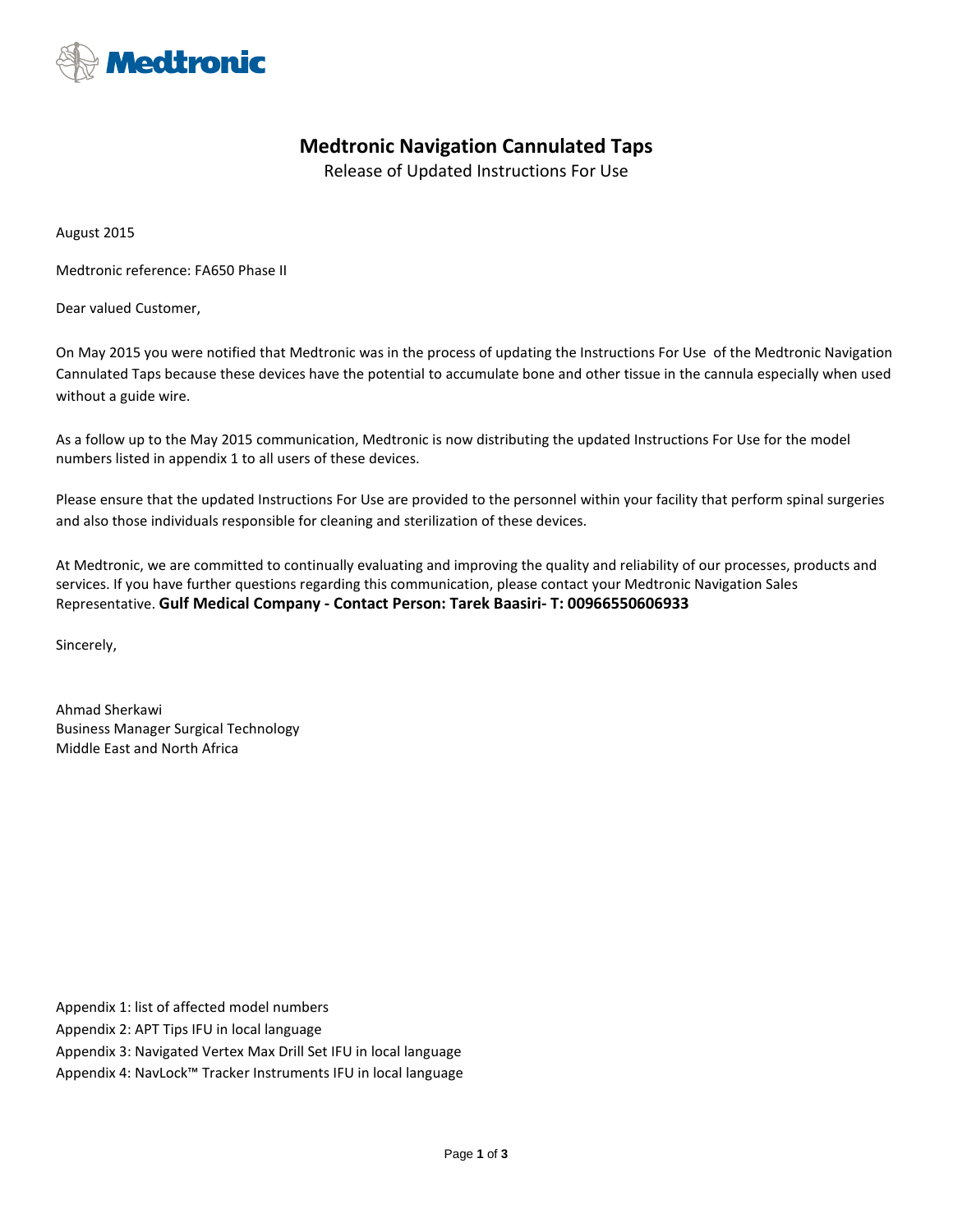Medtronic

# Medtronic Navigation Cannulated Taps

Release of Updated Instructions For Use

August 2015

Medtronic reference: FA650 Phase II

Dear valued Customer,

On May 2015 you were notified that Medtronic was in the process of updating the Instructions For Use of the Medtronic Navigation Cannulated Taps because these devices have the potential to accumulate bone and other tissue in the cannula especially when used without a guide wire.

As a follow up to the May 2015 communication, Medtronic is now distributing the updated Instructions For Use for the model numbers listed in appendix 1 to all users of these devices.

Please ensure that the updated Instructions For Use are provided to the personnel within your facility that perform spinal surgeries and also those individuals responsible for cleaning and sterilization of these devices.

At Medtronic, we are committed to continually evaluating and improving the quality and reliability of our processes, products and services. If you have further questions regarding this communication, please contact your Medtronic Navigation Sales Representative. **Gulf Medical Company - Contact Person: Tarek Baasiri- T: 00966550606933**

Sincerely,

Ahmad Sherkawi
Business Manager Surgical Technology
Middle East and North Africa

Appendix 1: list of affected model numbers
Appendix 2: APT Tips IFU in local language
Appendix 3: Navigated Vertex Max Drill Set IFU in local language
Appendix 4: NavLock™ Tracker Instruments IFU in local language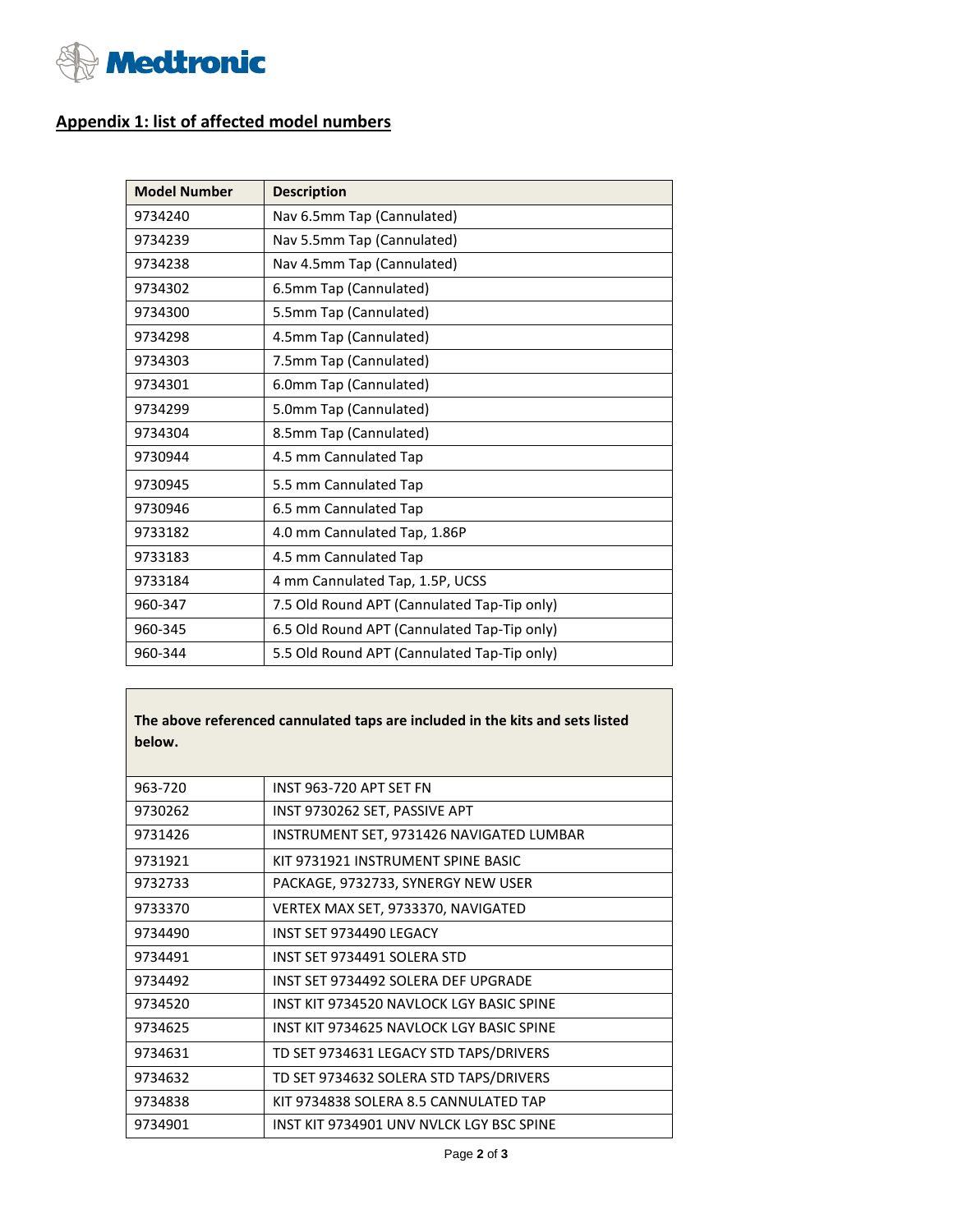## Appendix 1: list of affected model numbers

| Model Number | Description |
|---|---|
| 9734240 | Nav 6.5mm Tap (Cannulated) |
| 9734239 | Nav 5.5mm Tap (Cannulated) |
| 9734238 | Nav 4.5mm Tap (Cannulated) |
| 9734302 | 6.5mm Tap (Cannulated) |
| 9734300 | 5.5mm Tap (Cannulated) |
| 9734298 | 4.5mm Tap (Cannulated) |
| 9734303 | 7.5mm Tap (Cannulated) |
| 9734301 | 6.0mm Tap (Cannulated) |
| 9734299 | 5.0mm Tap (Cannulated) |
| 9734304 | 8.5mm Tap (Cannulated) |
| 9730944 | 4.5 mm Cannulated Tap |
| 9730945 | 5.5 mm Cannulated Tap |
| 9730946 | 6.5 mm Cannulated Tap |
| 9733182 | 4.0 mm Cannulated Tap, 1.86P |
| 9733183 | 4.5 mm Cannulated Tap |
| 9733184 | 4 mm Cannulated Tap, 1.5P, UCSS |
| 960-347 | 7.5 Old Round APT (Cannulated Tap-Tip only) |
| 960-345 | 6.5 Old Round APT (Cannulated Tap-Tip only) |
| 960-344 | 5.5 Old Round APT (Cannulated Tap-Tip only) |

| **The above referenced cannulated taps are included in the kits and sets listed below.** | |
|---|---|
| 963-720 | INST 963-720 APT SET FN |
| 9730262 | INST 9730262 SET, PASSIVE APT |
| 9731426 | INSTRUMENT SET, 9731426 NAVIGATED LUMBAR |
| 9731921 | KIT 9731921 INSTRUMENT SPINE BASIC |
| 9732733 | PACKAGE, 9732733, SYNERGY NEW USER |
| 9733370 | VERTEX MAX SET, 9733370, NAVIGATED |
| 9734490 | INST SET 9734490 LEGACY |
| 9734491 | INST SET 9734491 SOLERA STD |
| 9734492 | INST SET 9734492 SOLERA DEF UPGRADE |
| 9734520 | INST KIT 9734520 NAVLOCK LGY BASIC SPINE |
| 9734625 | INST KIT 9734625 NAVLOCK LGY BASIC SPINE |
| 9734631 | TD SET 9734631 LEGACY STD TAPS/DRIVERS |
| 9734632 | TD SET 9734632 SOLERA STD TAPS/DRIVERS |
| 9734838 | KIT 9734838 SOLERA 8.5 CANNULATED TAP |
| 9734901 | INST KIT 9734901 UNV NVLCK LGY BSC SPINE |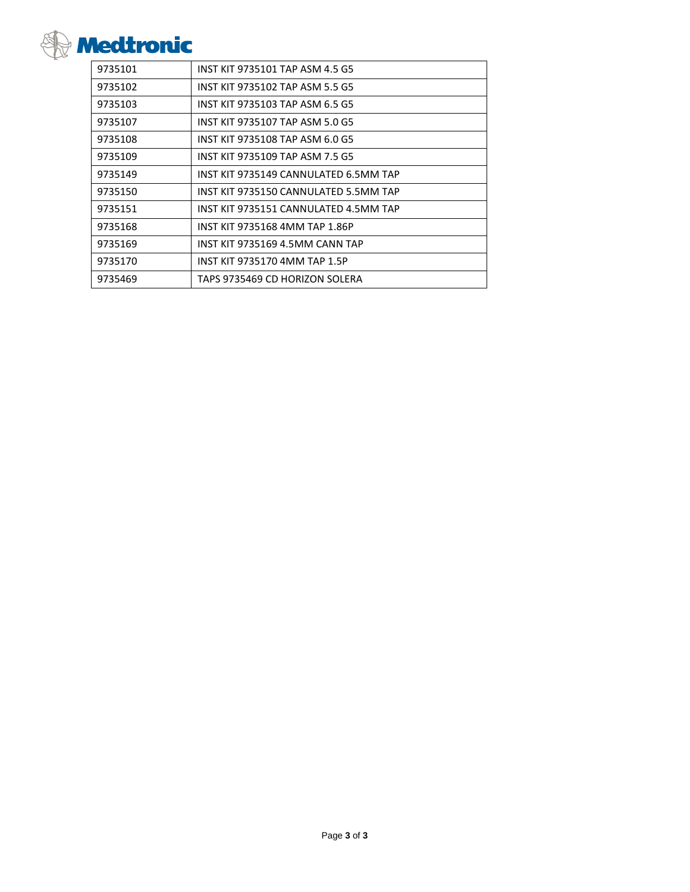| | |
|---|---|
| 9735101 | INST KIT 9735101 TAP ASM 4.5 G5 |
| 9735102 | INST KIT 9735102 TAP ASM 5.5 G5 |
| 9735103 | INST KIT 9735103 TAP ASM 6.5 G5 |
| 9735107 | INST KIT 9735107 TAP ASM 5.0 G5 |
| 9735108 | INST KIT 9735108 TAP ASM 6.0 G5 |
| 9735109 | INST KIT 9735109 TAP ASM 7.5 G5 |
| 9735149 | INST KIT 9735149 CANNULATED 6.5MM TAP |
| 9735150 | INST KIT 9735150 CANNULATED 5.5MM TAP |
| 9735151 | INST KIT 9735151 CANNULATED 4.5MM TAP |
| 9735168 | INST KIT 9735168 4MM TAP 1.86P |
| 9735169 | INST KIT 9735169 4.5MM CANN TAP |
| 9735170 | INST KIT 9735170 4MM TAP 1.5P |
| 9735469 | TAPS 9735469 CD HORIZON SOLERA |